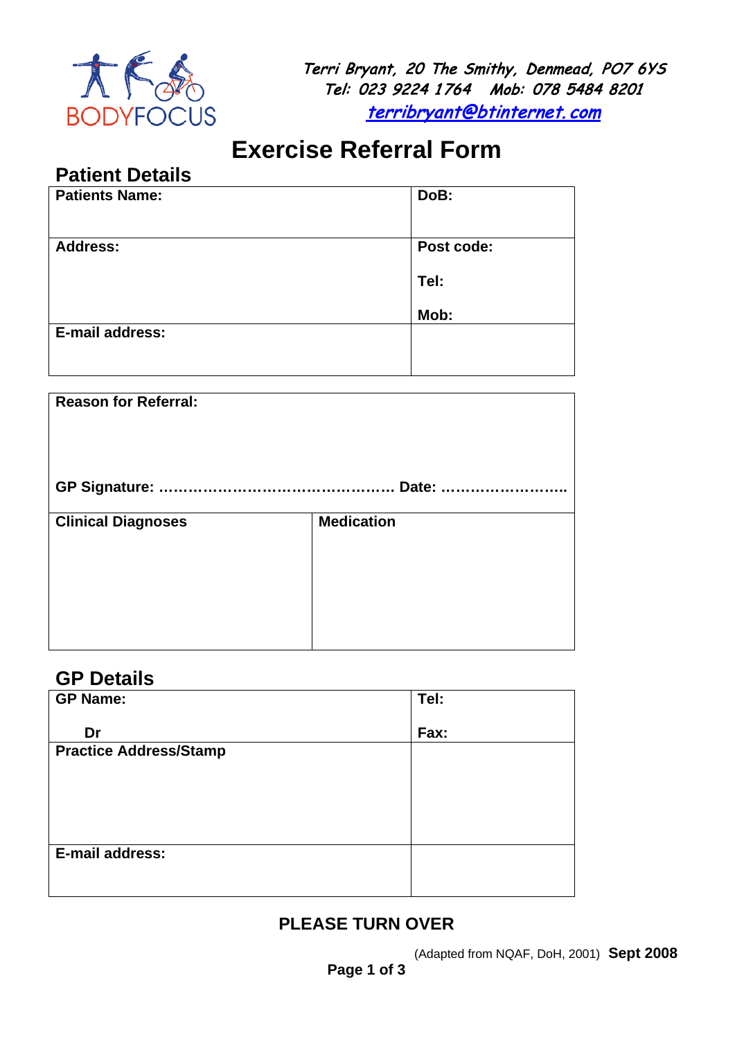BODYFOCUS

*Terri Bryant, 20 The Smithy, Denmead, PO7 6YS*
*Tel: 023 9224 1764 Mob: 078 5484 8201*
*terribryant@btinternet.com*

# Exercise Referral Form

## Patient Details

| **Patients Name:** | **DoB:** |
|---|---|
| **Address:** | **Post code:**<br><br>**Tel:**<br><br>**Mob:** |
| **E-mail address:** | |

| **Reason for Referral:**<br><br><br>**GP Signature: ………………………………………. Date: ……………………..** | |
|---|---|
| **Clinical Diagnoses** | **Medication** |

## GP Details

| **GP Name:**<br><br>**Dr** | **Tel:**<br><br>**Fax:** |
|---|---|
| **Practice Address/Stamp** | |
| **E-mail address:** | |

**PLEASE TURN OVER**

(Adapted from NQAF, DoH, 2001) **Sept 2008**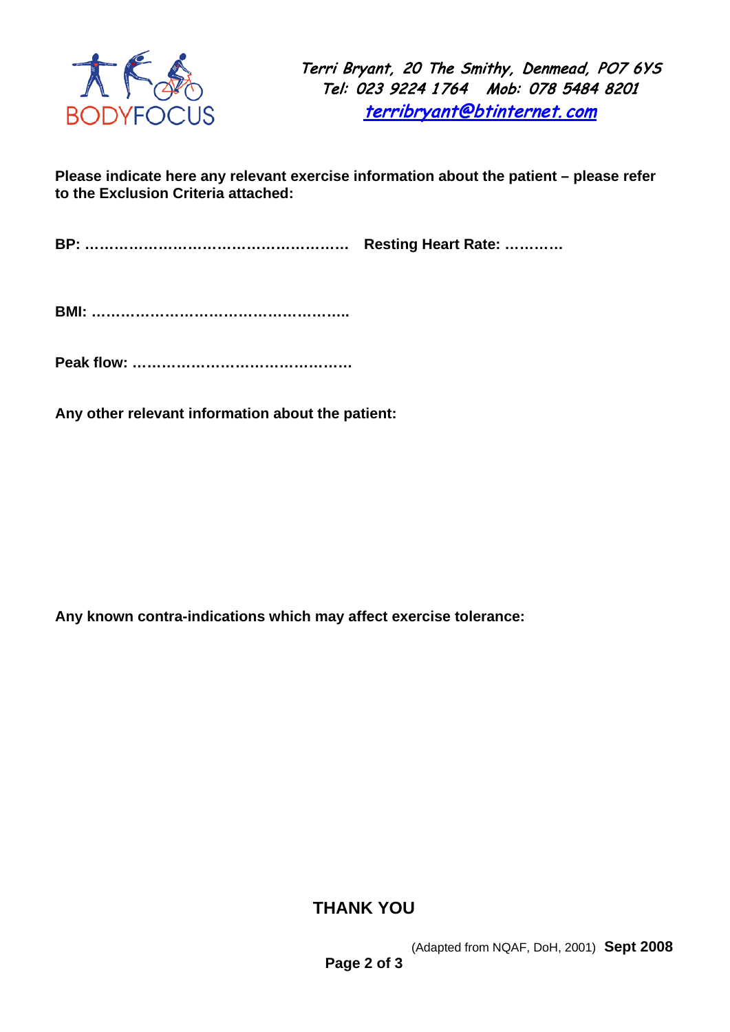BODYFOCUS

*Terri Bryant, 20 The Smithy, Denmead, PO7 6YS*
*Tel: 023 9224 1764 Mob: 078 5484 8201*
*terribryant@btinternet.com*

**Please indicate here any relevant exercise information about the patient – please refer to the Exclusion Criteria attached:**

**BP: ……………………………………………… Resting Heart Rate: …………**

**BMI: ……………………………………………..**

**Peak flow: ………………………………………**

**Any other relevant information about the patient:**

**Any known contra-indications which may affect exercise tolerance:**

**THANK YOU**

(Adapted from NQAF, DoH, 2001) **Sept 2008**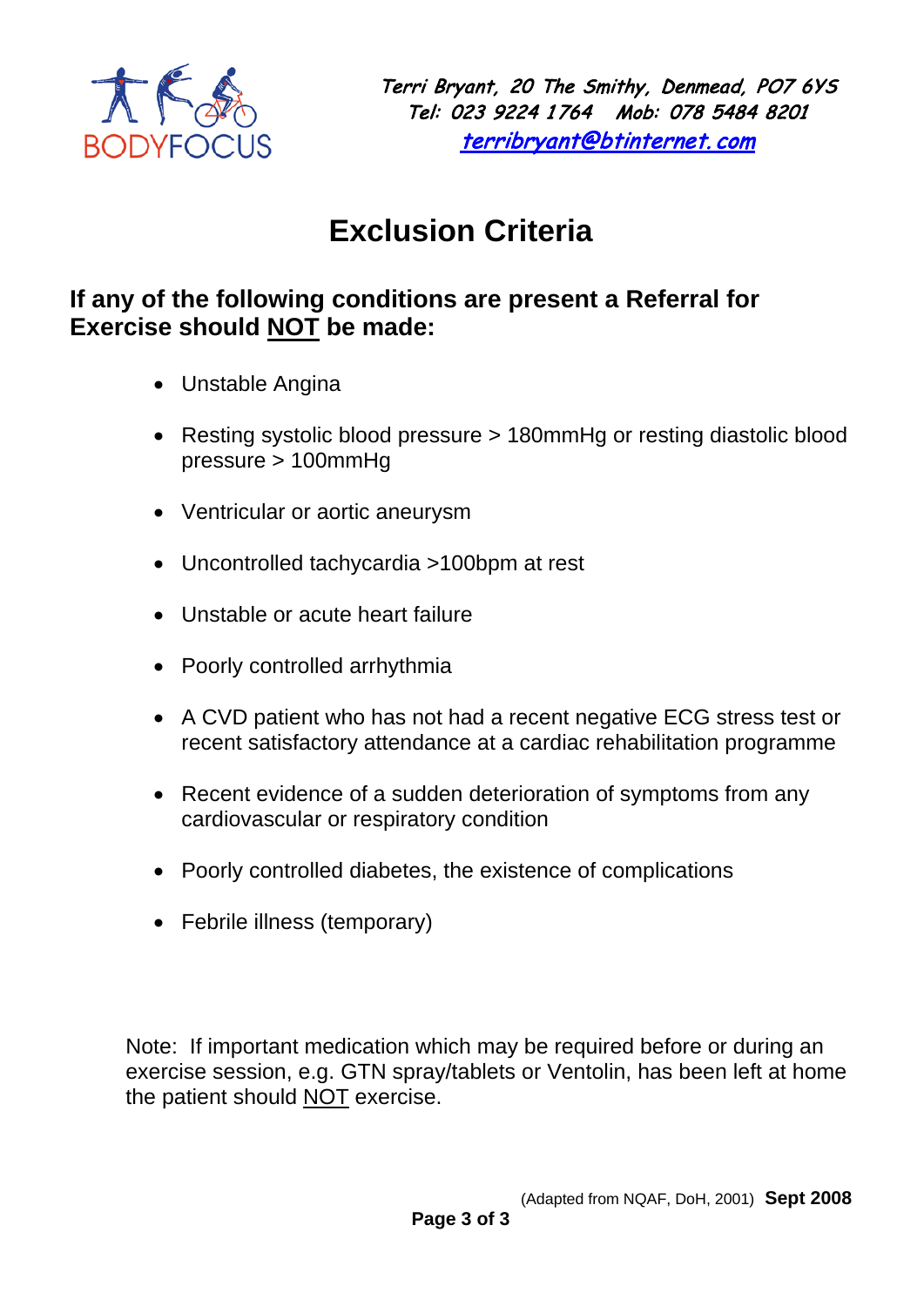Terri Bryant, 20 The Smithy, Denmead, PO7 6YS
Tel: 023 9224 1764 Mob: 078 5484 8201
terribryant@btinternet.com

# Exclusion Criteria

## If any of the following conditions are present a Referral for Exercise should NOT be made:

- Unstable Angina
- Resting systolic blood pressure > 180mmHg or resting diastolic blood pressure > 100mmHg
- Ventricular or aortic aneurysm
- Uncontrolled tachycardia >100bpm at rest
- Unstable or acute heart failure
- Poorly controlled arrhythmia
- A CVD patient who has not had a recent negative ECG stress test or recent satisfactory attendance at a cardiac rehabilitation programme
- Recent evidence of a sudden deterioration of symptoms from any cardiovascular or respiratory condition
- Poorly controlled diabetes, the existence of complications
- Febrile illness (temporary)

Note: If important medication which may be required before or during an exercise session, e.g. GTN spray/tablets or Ventolin, has been left at home the patient should NOT exercise.

(Adapted from NQAF, DoH, 2001) **Sept 2008**